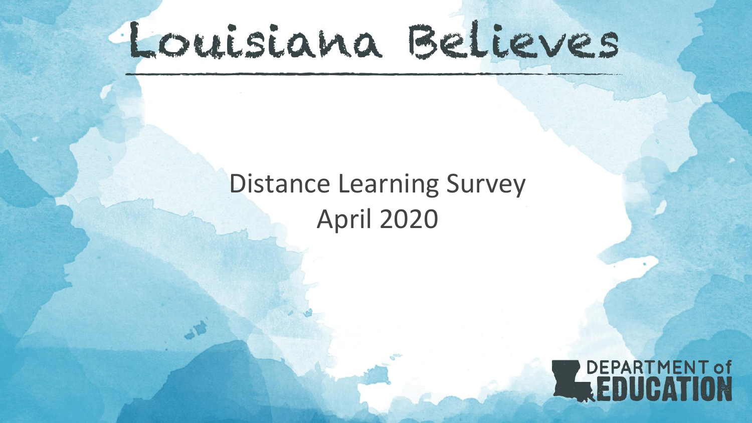# Louisiana Believes

## Distance Learning Survey
## April 2020

DEPARTMENT of EDUCATION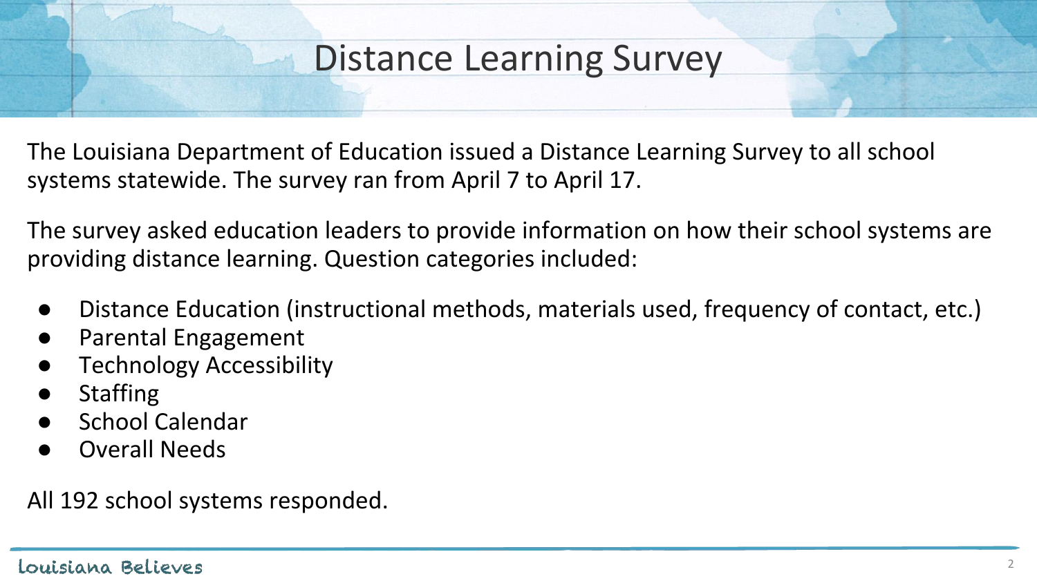# Distance Learning Survey

The Louisiana Department of Education issued a Distance Learning Survey to all school systems statewide. The survey ran from April 7 to April 17.

The survey asked education leaders to provide information on how their school systems are providing distance learning. Question categories included:

- Distance Education (instructional methods, materials used, frequency of contact, etc.)
- Parental Engagement
- Technology Accessibility
- Staffing
- School Calendar
- Overall Needs

All 192 school systems responded.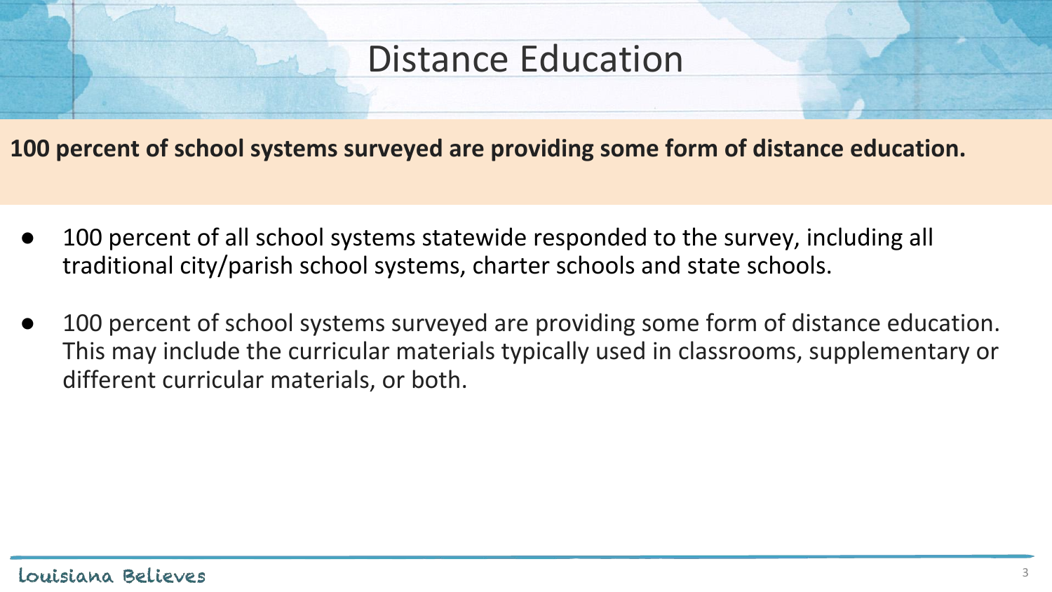# Distance Education

**100 percent of school systems surveyed are providing some form of distance education.**

- 100 percent of all school systems statewide responded to the survey, including all traditional city/parish school systems, charter schools and state schools.
- 100 percent of school systems surveyed are providing some form of distance education. This may include the curricular materials typically used in classrooms, supplementary or different curricular materials, or both.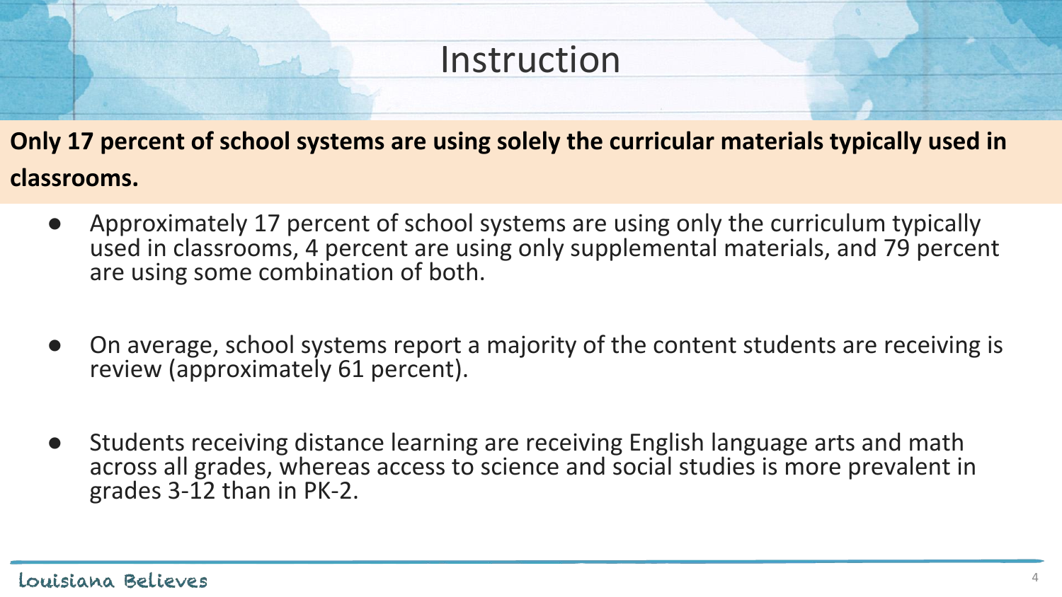# Instruction

**Only 17 percent of school systems are using solely the curricular materials typically used in classrooms.**

- Approximately 17 percent of school systems are using only the curriculum typically used in classrooms, 4 percent are using only supplemental materials, and 79 percent are using some combination of both.

- On average, school systems report a majority of the content students are receiving is review (approximately 61 percent).

- Students receiving distance learning are receiving English language arts and math across all grades, whereas access to science and social studies is more prevalent in grades 3-12 than in PK-2.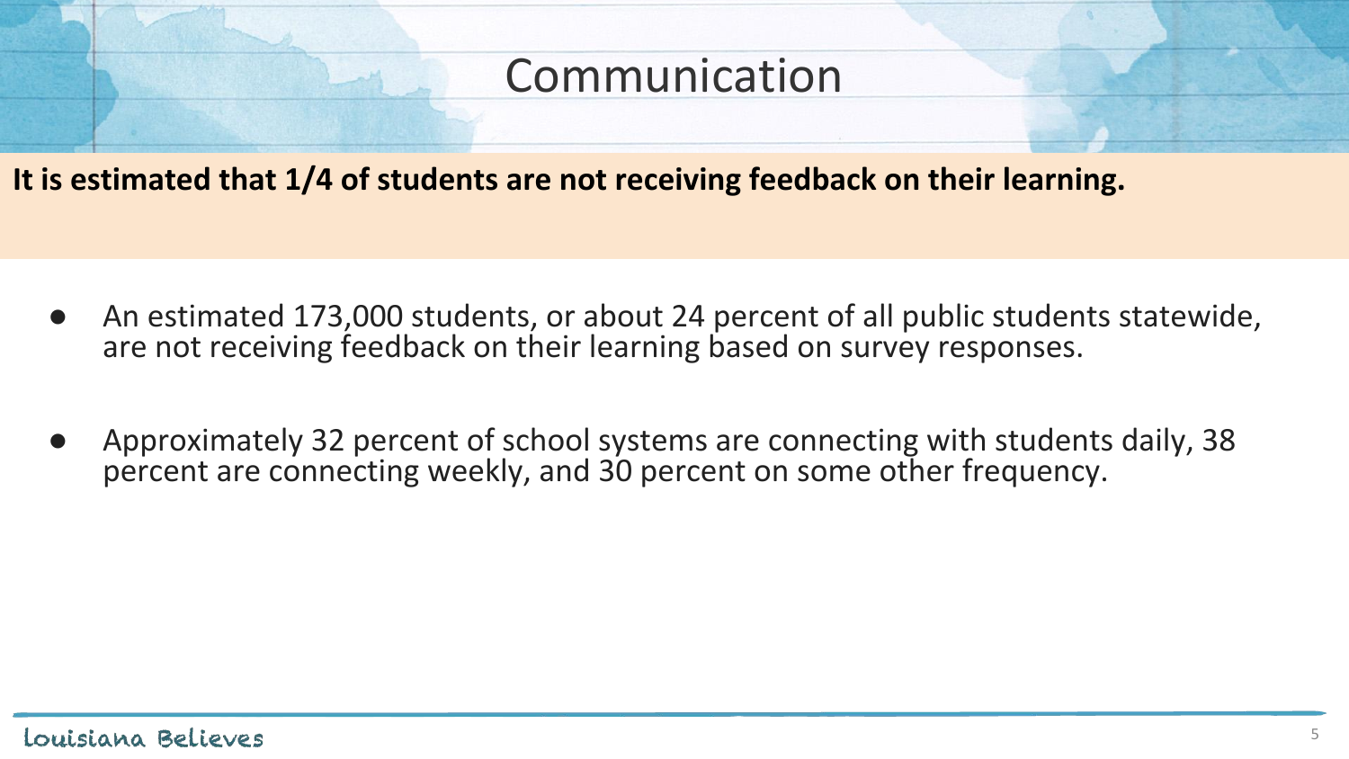# Communication

**It is estimated that 1/4 of students are not receiving feedback on their learning.**

- An estimated 173,000 students, or about 24 percent of all public students statewide, are not receiving feedback on their learning based on survey responses.
- Approximately 32 percent of school systems are connecting with students daily, 38 percent are connecting weekly, and 30 percent on some other frequency.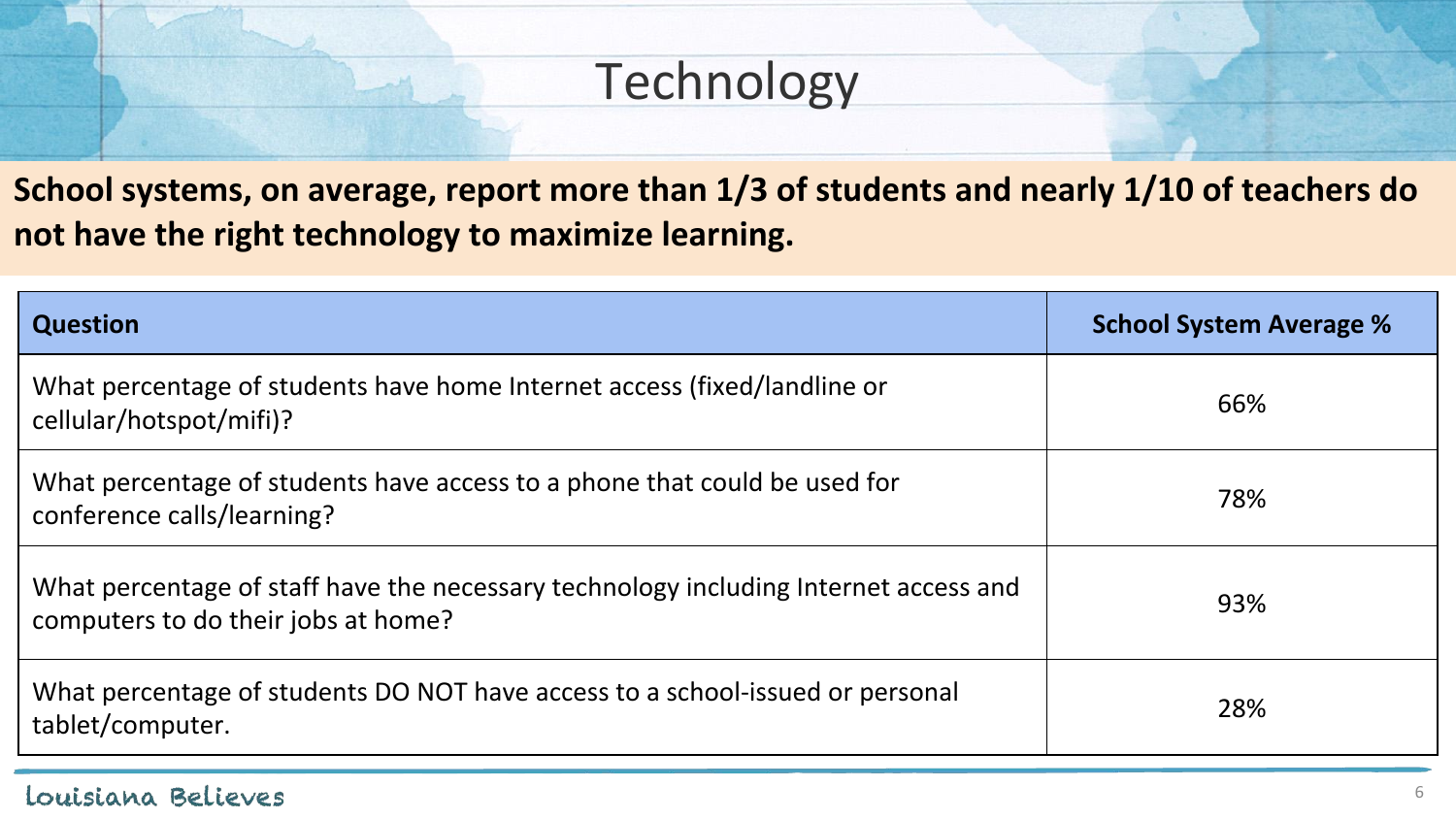# Technology

**School systems, on average, report more than 1/3 of students and nearly 1/10 of teachers do not have the right technology to maximize learning.**

| Question | School System Average % |
|---|---|
| What percentage of students have home Internet access (fixed/landline or cellular/hotspot/mifi)? | 66% |
| What percentage of students have access to a phone that could be used for conference calls/learning? | 78% |
| What percentage of staff have the necessary technology including Internet access and computers to do their jobs at home? | 93% |
| What percentage of students DO NOT have access to a school-issued or personal tablet/computer. | 28% |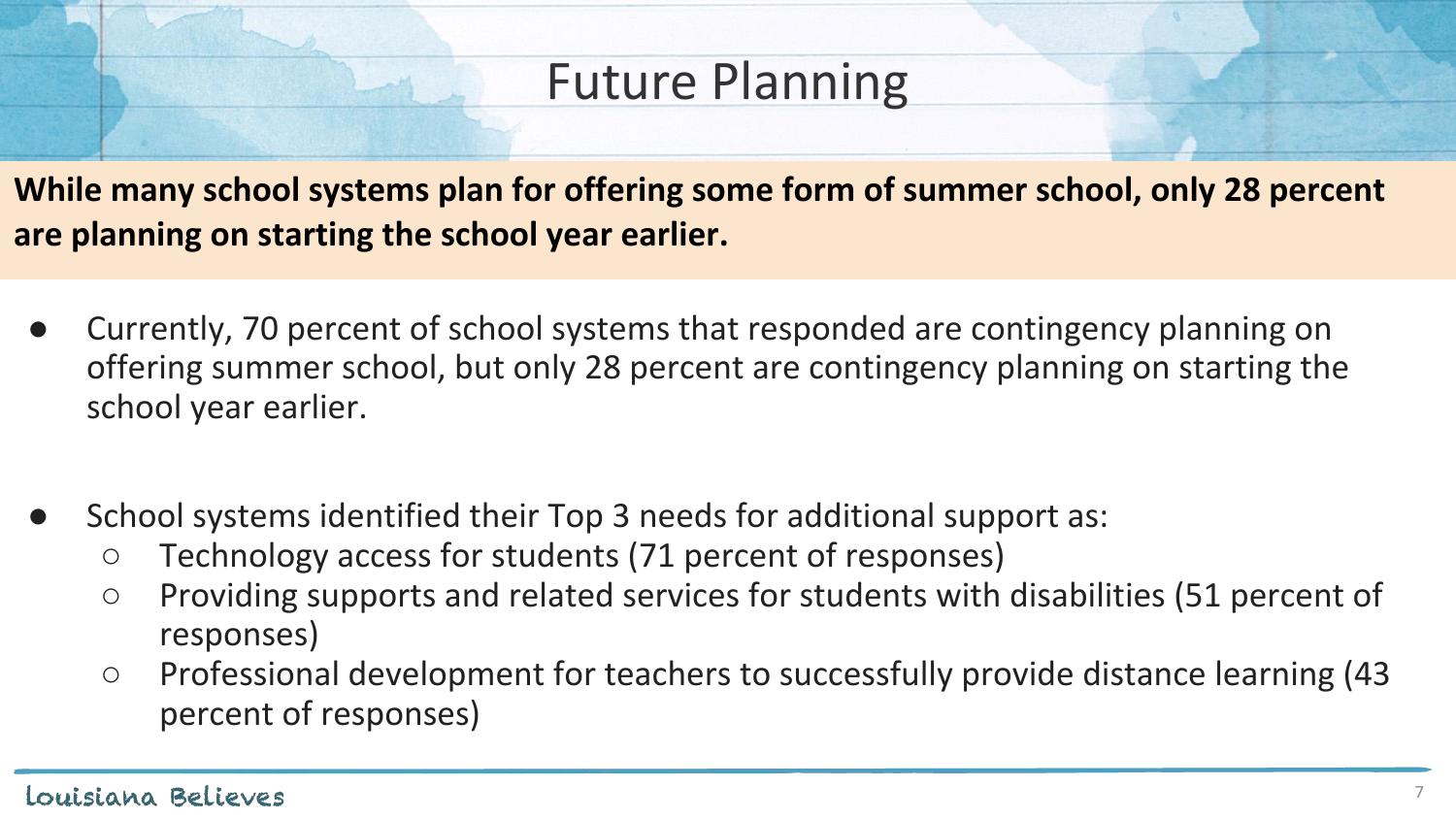# Future Planning

**While many school systems plan for offering some form of summer school, only 28 percent are planning on starting the school year earlier.**

- Currently, 70 percent of school systems that responded are contingency planning on offering summer school, but only 28 percent are contingency planning on starting the school year earlier.

- School systems identified their Top 3 needs for additional support as:
  - Technology access for students (71 percent of responses)
  - Providing supports and related services for students with disabilities (51 percent of responses)
  - Professional development for teachers to successfully provide distance learning (43 percent of responses)